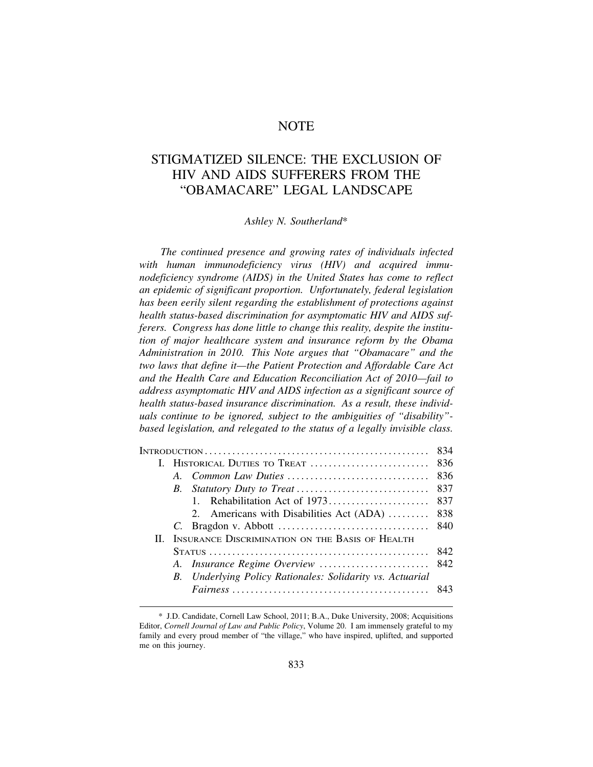# NOTE

## STIGMATIZED SILENCE: THE EXCLUSION OF HIV AND AIDS SUFFERERS FROM THE "OBAMACARE" LEGAL LANDSCAPE

*Ashley N. Southerland**

*The continued presence and growing rates of individuals infected with human immunodeficiency virus (HIV) and acquired immunodeficiency syndrome (AIDS) in the United States has come to reflect an epidemic of significant proportion. Unfortunately, federal legislation has been eerily silent regarding the establishment of protections against health status-based discrimination for asymptomatic HIV and AIDS sufferers. Congress has done little to change this reality, despite the institution of major healthcare system and insurance reform by the Obama Administration in 2010. This Note argues that "Obamacare" and the two laws that define it—the Patient Protection and Affordable Care Act and the Health Care and Education Reconciliation Act of 2010—fail to address asymptomatic HIV and AIDS infection as a significant source of health status-based insurance discrimination. As a result, these individuals continue to be ignored, subject to the ambiguities of "disability"-based legislation, and relegated to the status of a legally invisible class.*

| | |
|---|---|
| INTRODUCTION | 834 |
| I. HISTORICAL DUTIES TO TREAT | 836 |
| *A. Common Law Duties* | 836 |
| *B. Statutory Duty to Treat* | 837 |
| 1. Rehabilitation Act of 1973 | 837 |
| 2. Americans with Disabilities Act (ADA) | 838 |
| *C.* Bragdon v. Abbott | 840 |
| II. INSURANCE DISCRIMINATION ON THE BASIS OF HEALTH STATUS | 842 |
| *A. Insurance Regime Overview* | 842 |
| *B. Underlying Policy Rationales: Solidarity vs. Actuarial Fairness* | 843 |

---

* J.D. Candidate, Cornell Law School, 2011; B.A., Duke University, 2008; Acquisitions Editor, *Cornell Journal of Law and Public Policy*, Volume 20. I am immensely grateful to my family and every proud member of "the village," who have inspired, uplifted, and supported me on this journey.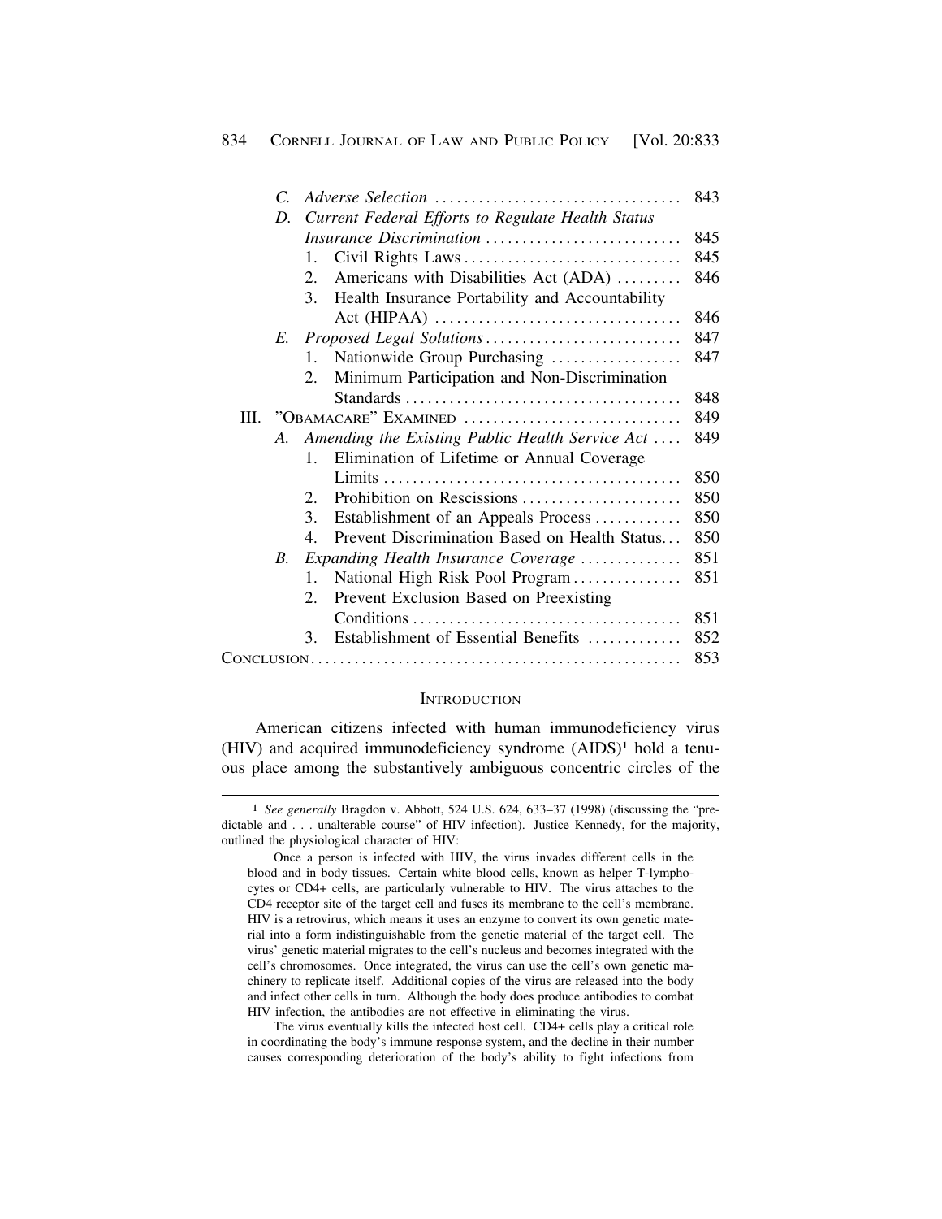C. *Adverse Selection* .................................. 843

D. *Current Federal Efforts to Regulate Health Status Insurance Discrimination* .......................... 845

1. Civil Rights Laws ............................. 845
2. Americans with Disabilities Act (ADA) ......... 846
3. Health Insurance Portability and Accountability Act (HIPAA) ................................. 846

E. *Proposed Legal Solutions* .......................... 847

1. Nationwide Group Purchasing .................. 847
2. Minimum Participation and Non-Discrimination Standards ..................................... 848

III. "OBAMACARE" EXAMINED ............................. 849

A. *Amending the Existing Public Health Service Act* .... 849

1. Elimination of Lifetime or Annual Coverage Limits ........................................ 850
2. Prohibition on Rescissions ...................... 850
3. Establishment of an Appeals Process ........... 850
4. Prevent Discrimination Based on Health Status... 850

B. *Expanding Health Insurance Coverage* ............. 851

1. National High Risk Pool Program ............... 851
2. Prevent Exclusion Based on Preexisting Conditions .................................... 851
3. Establishment of Essential Benefits ............ 852

CONCLUSION.................................................. 853

## INTRODUCTION

American citizens infected with human immunodeficiency virus (HIV) and acquired immunodeficiency syndrome (AIDS)[1] hold a tenuous place among the substantively ambiguous concentric circles of the

---

[1] *See generally* Bragdon v. Abbott, 524 U.S. 624, 633–37 (1998) (discussing the "predictable and . . . unalterable course" of HIV infection). Justice Kennedy, for the majority, outlined the physiological character of HIV:

> Once a person is infected with HIV, the virus invades different cells in the blood and in body tissues. Certain white blood cells, known as helper T-lymphocytes or CD4+ cells, are particularly vulnerable to HIV. The virus attaches to the CD4 receptor site of the target cell and fuses its membrane to the cell's membrane. HIV is a retrovirus, which means it uses an enzyme to convert its own genetic material into a form indistinguishable from the genetic material of the target cell. The virus' genetic material migrates to the cell's nucleus and becomes integrated with the cell's chromosomes. Once integrated, the virus can use the cell's own genetic machinery to replicate itself. Additional copies of the virus are released into the body and infect other cells in turn. Although the body does produce antibodies to combat HIV infection, the antibodies are not effective in eliminating the virus.
>
> The virus eventually kills the infected host cell. CD4+ cells play a critical role in coordinating the body's immune response system, and the decline in their number causes corresponding deterioration of the body's ability to fight infections from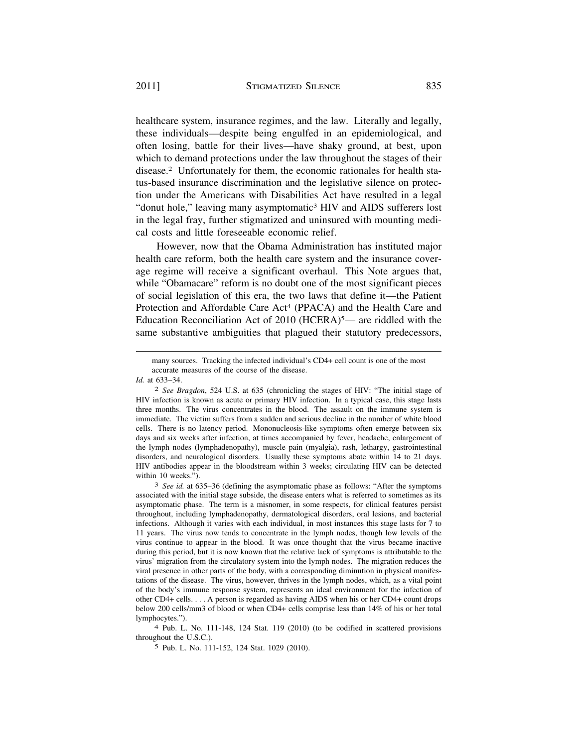healthcare system, insurance regimes, and the law. Literally and legally, these individuals—despite being engulfed in an epidemiological, and often losing, battle for their lives—have shaky ground, at best, upon which to demand protections under the law throughout the stages of their disease.[2] Unfortunately for them, the economic rationales for health status-based insurance discrimination and the legislative silence on protection under the Americans with Disabilities Act have resulted in a legal "donut hole," leaving many asymptomatic[3] HIV and AIDS sufferers lost in the legal fray, further stigmatized and uninsured with mounting medical costs and little foreseeable economic relief.

However, now that the Obama Administration has instituted major health care reform, both the health care system and the insurance coverage regime will receive a significant overhaul. This Note argues that, while "Obamacare" reform is no doubt one of the most significant pieces of social legislation of this era, the two laws that define it—the Patient Protection and Affordable Care Act[4] (PPACA) and the Health Care and Education Reconciliation Act of 2010 (HCERA)[5]— are riddled with the same substantive ambiguities that plagued their statutory predecessors,

---

many sources. Tracking the infected individual's CD4+ cell count is one of the most accurate measures of the course of the disease.

*Id.* at 633–34.

[2] *See Bragdon*, 524 U.S. at 635 (chronicling the stages of HIV: "The initial stage of HIV infection is known as acute or primary HIV infection. In a typical case, this stage lasts three months. The virus concentrates in the blood. The assault on the immune system is immediate. The victim suffers from a sudden and serious decline in the number of white blood cells. There is no latency period. Mononucleosis-like symptoms often emerge between six days and six weeks after infection, at times accompanied by fever, headache, enlargement of the lymph nodes (lymphadenopathy), muscle pain (myalgia), rash, lethargy, gastrointestinal disorders, and neurological disorders. Usually these symptoms abate within 14 to 21 days. HIV antibodies appear in the bloodstream within 3 weeks; circulating HIV can be detected within 10 weeks.").

[3] *See id.* at 635–36 (defining the asymptomatic phase as follows: "After the symptoms associated with the initial stage subside, the disease enters what is referred to sometimes as its asymptomatic phase. The term is a misnomer, in some respects, for clinical features persist throughout, including lymphadenopathy, dermatological disorders, oral lesions, and bacterial infections. Although it varies with each individual, in most instances this stage lasts for 7 to 11 years. The virus now tends to concentrate in the lymph nodes, though low levels of the virus continue to appear in the blood. It was once thought that the virus became inactive during this period, but it is now known that the relative lack of symptoms is attributable to the virus' migration from the circulatory system into the lymph nodes. The migration reduces the viral presence in other parts of the body, with a corresponding diminution in physical manifestations of the disease. The virus, however, thrives in the lymph nodes, which, as a vital point of the body's immune response system, represents an ideal environment for the infection of other CD4+ cells. . . . A person is regarded as having AIDS when his or her CD4+ count drops below 200 cells/mm3 of blood or when CD4+ cells comprise less than 14% of his or her total lymphocytes.").

[4] Pub. L. No. 111-148, 124 Stat. 119 (2010) (to be codified in scattered provisions throughout the U.S.C.).

[5] Pub. L. No. 111-152, 124 Stat. 1029 (2010).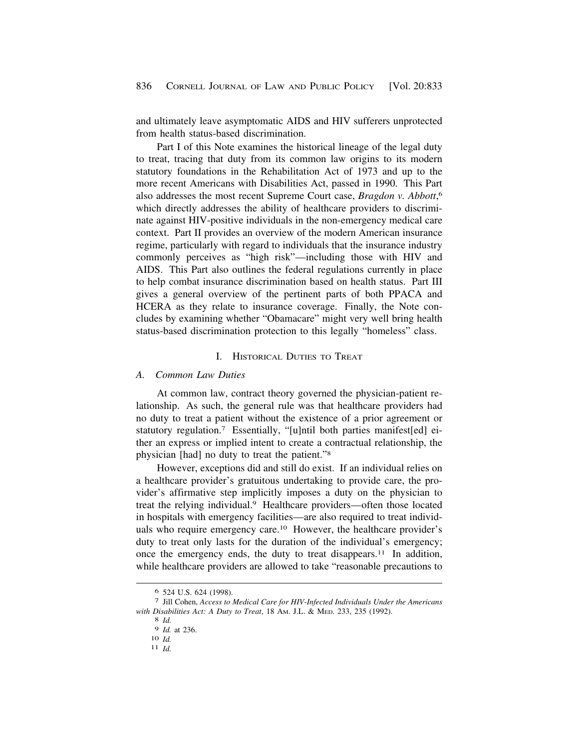and ultimately leave asymptomatic AIDS and HIV sufferers unprotected from health status-based discrimination.

Part I of this Note examines the historical lineage of the legal duty to treat, tracing that duty from its common law origins to its modern statutory foundations in the Rehabilitation Act of 1973 and up to the more recent Americans with Disabilities Act, passed in 1990. This Part also addresses the most recent Supreme Court case, *Bragdon v. Abbott*,[6] which directly addresses the ability of healthcare providers to discriminate against HIV-positive individuals in the non-emergency medical care context. Part II provides an overview of the modern American insurance regime, particularly with regard to individuals that the insurance industry commonly perceives as "high risk"—including those with HIV and AIDS. This Part also outlines the federal regulations currently in place to help combat insurance discrimination based on health status. Part III gives a general overview of the pertinent parts of both PPACA and HCERA as they relate to insurance coverage. Finally, the Note concludes by examining whether "Obamacare" might very well bring health status-based discrimination protection to this legally "homeless" class.

## I. Historical Duties to Treat

### *A. Common Law Duties*

At common law, contract theory governed the physician-patient relationship. As such, the general rule was that healthcare providers had no duty to treat a patient without the existence of a prior agreement or statutory regulation.[7] Essentially, "[u]ntil both parties manifest[ed] either an express or implied intent to create a contractual relationship, the physician [had] no duty to treat the patient."[8]

However, exceptions did and still do exist. If an individual relies on a healthcare provider's gratuitous undertaking to provide care, the provider's affirmative step implicitly imposes a duty on the physician to treat the relying individual.[9] Healthcare providers—often those located in hospitals with emergency facilities—are also required to treat individuals who require emergency care.[10] However, the healthcare provider's duty to treat only lasts for the duration of the individual's emergency; once the emergency ends, the duty to treat disappears.[11] In addition, while healthcare providers are allowed to take "reasonable precautions to

---

6 524 U.S. 624 (1998).

7 Jill Cohen, *Access to Medical Care for HIV-Infected Individuals Under the Americans with Disabilities Act: A Duty to Treat*, 18 Am. J.L. & Med. 233, 235 (1992).

8 *Id.*

9 *Id.* at 236.

10 *Id.*

11 *Id.*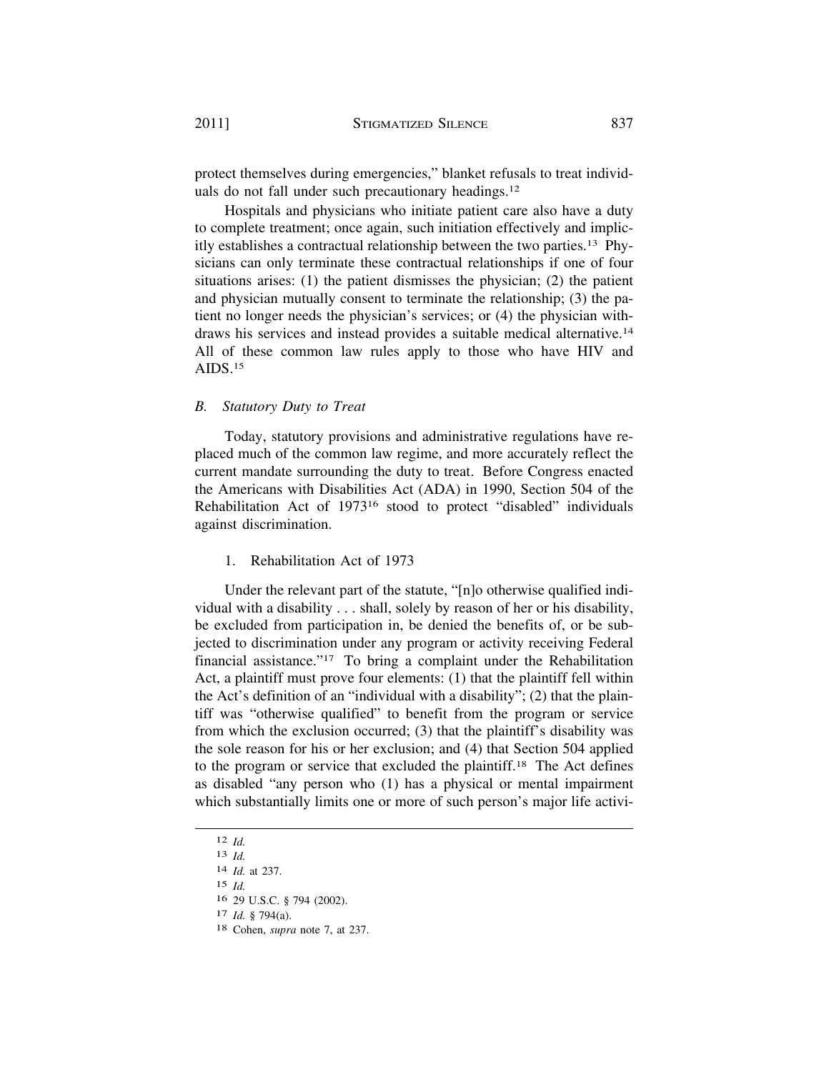protect themselves during emergencies," blanket refusals to treat individuals do not fall under such precautionary headings.[12]

Hospitals and physicians who initiate patient care also have a duty to complete treatment; once again, such initiation effectively and implicitly establishes a contractual relationship between the two parties.[13] Physicians can only terminate these contractual relationships if one of four situations arises: (1) the patient dismisses the physician; (2) the patient and physician mutually consent to terminate the relationship; (3) the patient no longer needs the physician's services; or (4) the physician withdraws his services and instead provides a suitable medical alternative.[14] All of these common law rules apply to those who have HIV and AIDS.[15]

### *B. Statutory Duty to Treat*

Today, statutory provisions and administrative regulations have replaced much of the common law regime, and more accurately reflect the current mandate surrounding the duty to treat. Before Congress enacted the Americans with Disabilities Act (ADA) in 1990, Section 504 of the Rehabilitation Act of 1973[16] stood to protect "disabled" individuals against discrimination.

#### 1. Rehabilitation Act of 1973

Under the relevant part of the statute, "[n]o otherwise qualified individual with a disability . . . shall, solely by reason of her or his disability, be excluded from participation in, be denied the benefits of, or be subjected to discrimination under any program or activity receiving Federal financial assistance."[17] To bring a complaint under the Rehabilitation Act, a plaintiff must prove four elements: (1) that the plaintiff fell within the Act's definition of an "individual with a disability"; (2) that the plaintiff was "otherwise qualified" to benefit from the program or service from which the exclusion occurred; (3) that the plaintiff's disability was the sole reason for his or her exclusion; and (4) that Section 504 applied to the program or service that excluded the plaintiff.[18] The Act defines as disabled "any person who (1) has a physical or mental impairment which substantially limits one or more of such person's major life activi-

---

12 *Id.*

13 *Id.*

14 *Id.* at 237.

15 *Id.*

16 29 U.S.C. § 794 (2002).

17 *Id.* § 794(a).

18 Cohen, *supra* note 7, at 237.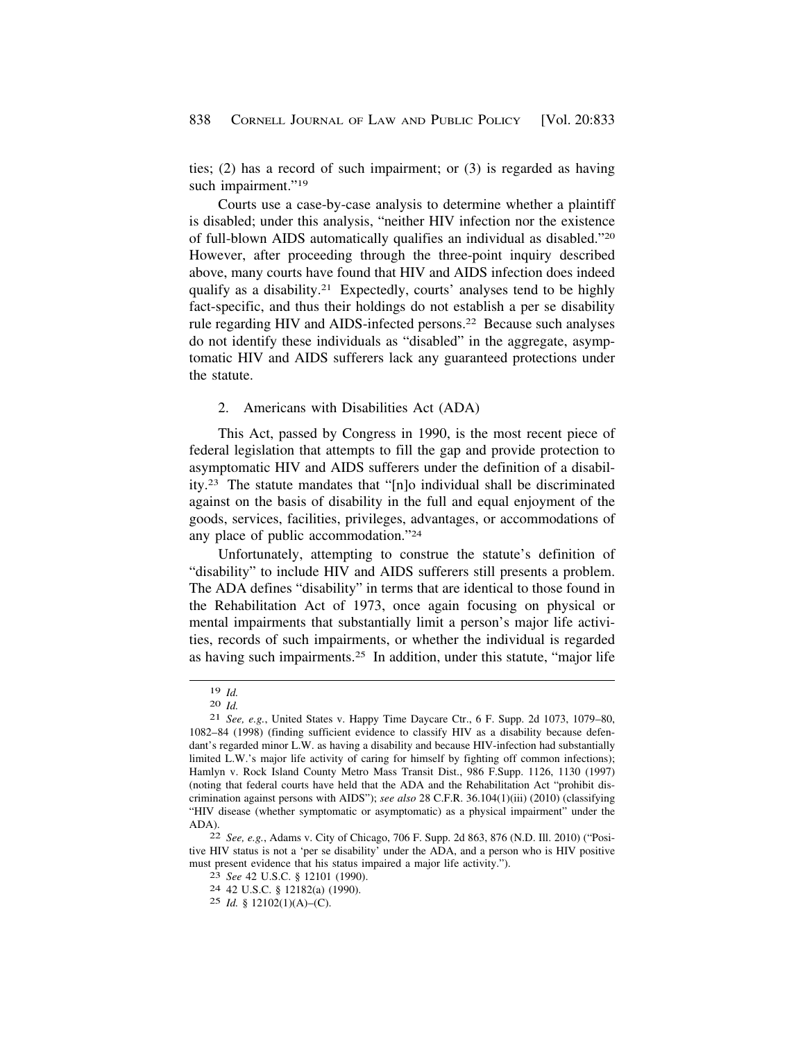ties; (2) has a record of such impairment; or (3) is regarded as having such impairment."[19]

Courts use a case-by-case analysis to determine whether a plaintiff is disabled; under this analysis, "neither HIV infection nor the existence of full-blown AIDS automatically qualifies an individual as disabled."[20] However, after proceeding through the three-point inquiry described above, many courts have found that HIV and AIDS infection does indeed qualify as a disability.[21] Expectedly, courts' analyses tend to be highly fact-specific, and thus their holdings do not establish a per se disability rule regarding HIV and AIDS-infected persons.[22] Because such analyses do not identify these individuals as "disabled" in the aggregate, asymptomatic HIV and AIDS sufferers lack any guaranteed protections under the statute.

2. Americans with Disabilities Act (ADA)

This Act, passed by Congress in 1990, is the most recent piece of federal legislation that attempts to fill the gap and provide protection to asymptomatic HIV and AIDS sufferers under the definition of a disability.[23] The statute mandates that "[n]o individual shall be discriminated against on the basis of disability in the full and equal enjoyment of the goods, services, facilities, privileges, advantages, or accommodations of any place of public accommodation."[24]

Unfortunately, attempting to construe the statute's definition of "disability" to include HIV and AIDS sufferers still presents a problem. The ADA defines "disability" in terms that are identical to those found in the Rehabilitation Act of 1973, once again focusing on physical or mental impairments that substantially limit a person's major life activities, records of such impairments, or whether the individual is regarded as having such impairments.[25] In addition, under this statute, "major life

---

[19] *Id.*

[20] *Id.*

[21] *See, e.g.*, United States v. Happy Time Daycare Ctr., 6 F. Supp. 2d 1073, 1079–80, 1082–84 (1998) (finding sufficient evidence to classify HIV as a disability because defendant's regarded minor L.W. as having a disability and because HIV-infection had substantially limited L.W.'s major life activity of caring for himself by fighting off common infections); Hamlyn v. Rock Island County Metro Mass Transit Dist., 986 F.Supp. 1126, 1130 (1997) (noting that federal courts have held that the ADA and the Rehabilitation Act "prohibit discrimination against persons with AIDS"); *see also* 28 C.F.R. 36.104(1)(iii) (2010) (classifying "HIV disease (whether symptomatic or asymptomatic) as a physical impairment" under the ADA).

[22] *See, e.g.*, Adams v. City of Chicago, 706 F. Supp. 2d 863, 876 (N.D. Ill. 2010) ("Positive HIV status is not a 'per se disability' under the ADA, and a person who is HIV positive must present evidence that his status impaired a major life activity.").

[23] *See* 42 U.S.C. § 12101 (1990).

[24] 42 U.S.C. § 12182(a) (1990).

[25] *Id.* § 12102(1)(A)–(C).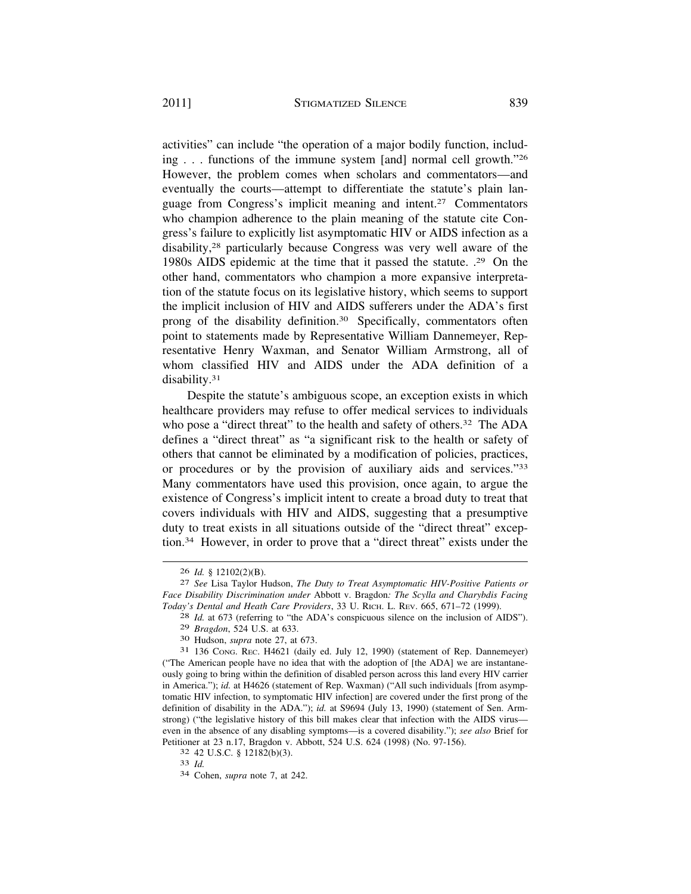activities" can include "the operation of a major bodily function, including . . . functions of the immune system [and] normal cell growth."[26] However, the problem comes when scholars and commentators—and eventually the courts—attempt to differentiate the statute's plain language from Congress's implicit meaning and intent.[27] Commentators who champion adherence to the plain meaning of the statute cite Congress's failure to explicitly list asymptomatic HIV or AIDS infection as a disability,[28] particularly because Congress was very well aware of the 1980s AIDS epidemic at the time that it passed the statute. .[29] On the other hand, commentators who champion a more expansive interpretation of the statute focus on its legislative history, which seems to support the implicit inclusion of HIV and AIDS sufferers under the ADA's first prong of the disability definition.[30] Specifically, commentators often point to statements made by Representative William Dannemeyer, Representative Henry Waxman, and Senator William Armstrong, all of whom classified HIV and AIDS under the ADA definition of a disability.[31]

Despite the statute's ambiguous scope, an exception exists in which healthcare providers may refuse to offer medical services to individuals who pose a "direct threat" to the health and safety of others.[32] The ADA defines a "direct threat" as "a significant risk to the health or safety of others that cannot be eliminated by a modification of policies, practices, or procedures or by the provision of auxiliary aids and services."[33] Many commentators have used this provision, once again, to argue the existence of Congress's implicit intent to create a broad duty to treat that covers individuals with HIV and AIDS, suggesting that a presumptive duty to treat exists in all situations outside of the "direct threat" exception.[34] However, in order to prove that a "direct threat" exists under the

---

[26] *Id.* § 12102(2)(B).

[27] *See* Lisa Taylor Hudson, *The Duty to Treat Asymptomatic HIV-Positive Patients or Face Disability Discrimination under* Abbott v. Bragdon*: The Scylla and Charybdis Facing Today's Dental and Heath Care Providers*, 33 U. RICH. L. REV. 665, 671–72 (1999).

[28] *Id.* at 673 (referring to "the ADA's conspicuous silence on the inclusion of AIDS").

[29] *Bragdon*, 524 U.S. at 633.

[30] Hudson, *supra* note 27, at 673.

[31] 136 CONG. REC. H4621 (daily ed. July 12, 1990) (statement of Rep. Dannemeyer) ("The American people have no idea that with the adoption of [the ADA] we are instantaneously going to bring within the definition of disabled person across this land every HIV carrier in America."); *id.* at H4626 (statement of Rep. Waxman) ("All such individuals [from asymptomatic HIV infection, to symptomatic HIV infection] are covered under the first prong of the definition of disability in the ADA."); *id.* at S9694 (July 13, 1990) (statement of Sen. Armstrong) ("the legislative history of this bill makes clear that infection with the AIDS virus—even in the absence of any disabling symptoms—is a covered disability."); *see also* Brief for Petitioner at 23 n.17, Bragdon v. Abbott, 524 U.S. 624 (1998) (No. 97-156).

[32] 42 U.S.C. § 12182(b)(3).

[33] *Id.*

[34] Cohen, *supra* note 7, at 242.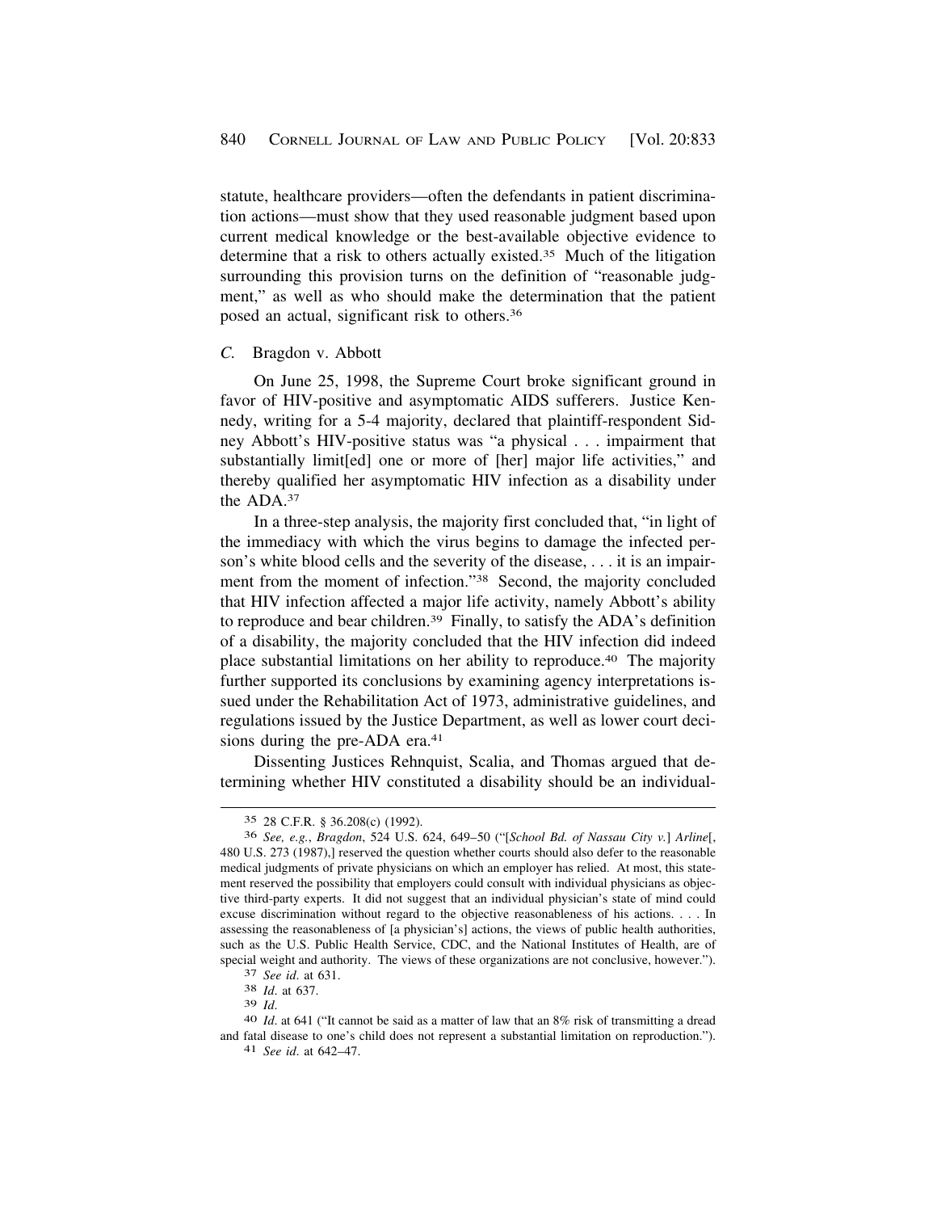statute, healthcare providers—often the defendants in patient discrimination actions—must show that they used reasonable judgment based upon current medical knowledge or the best-available objective evidence to determine that a risk to others actually existed.[35] Much of the litigation surrounding this provision turns on the definition of "reasonable judgment," as well as who should make the determination that the patient posed an actual, significant risk to others.[36]

### *C.* Bragdon v. Abbott

On June 25, 1998, the Supreme Court broke significant ground in favor of HIV-positive and asymptomatic AIDS sufferers. Justice Kennedy, writing for a 5-4 majority, declared that plaintiff-respondent Sidney Abbott's HIV-positive status was "a physical . . . impairment that substantially limit[ed] one or more of [her] major life activities," and thereby qualified her asymptomatic HIV infection as a disability under the ADA.[37]

In a three-step analysis, the majority first concluded that, "in light of the immediacy with which the virus begins to damage the infected person's white blood cells and the severity of the disease, . . . it is an impairment from the moment of infection."[38] Second, the majority concluded that HIV infection affected a major life activity, namely Abbott's ability to reproduce and bear children.[39] Finally, to satisfy the ADA's definition of a disability, the majority concluded that the HIV infection did indeed place substantial limitations on her ability to reproduce.[40] The majority further supported its conclusions by examining agency interpretations issued under the Rehabilitation Act of 1973, administrative guidelines, and regulations issued by the Justice Department, as well as lower court decisions during the pre-ADA era.[41]

Dissenting Justices Rehnquist, Scalia, and Thomas argued that determining whether HIV constituted a disability should be an individual-

---

[35] 28 C.F.R. § 36.208(c) (1992).

[36] *See, e.g.*, *Bragdon*, 524 U.S. 624, 649–50 ("[*School Bd. of Nassau City v.*] *Arline*[, 480 U.S. 273 (1987),] reserved the question whether courts should also defer to the reasonable medical judgments of private physicians on which an employer has relied. At most, this statement reserved the possibility that employers could consult with individual physicians as objective third-party experts. It did not suggest that an individual physician's state of mind could excuse discrimination without regard to the objective reasonableness of his actions. . . . In assessing the reasonableness of [a physician's] actions, the views of public health authorities, such as the U.S. Public Health Service, CDC, and the National Institutes of Health, are of special weight and authority. The views of these organizations are not conclusive, however.").

[37] *See id.* at 631.

[38] *Id.* at 637.

[39] *Id.*

[40] *Id.* at 641 ("It cannot be said as a matter of law that an 8% risk of transmitting a dread and fatal disease to one's child does not represent a substantial limitation on reproduction.").

[41] *See id.* at 642–47.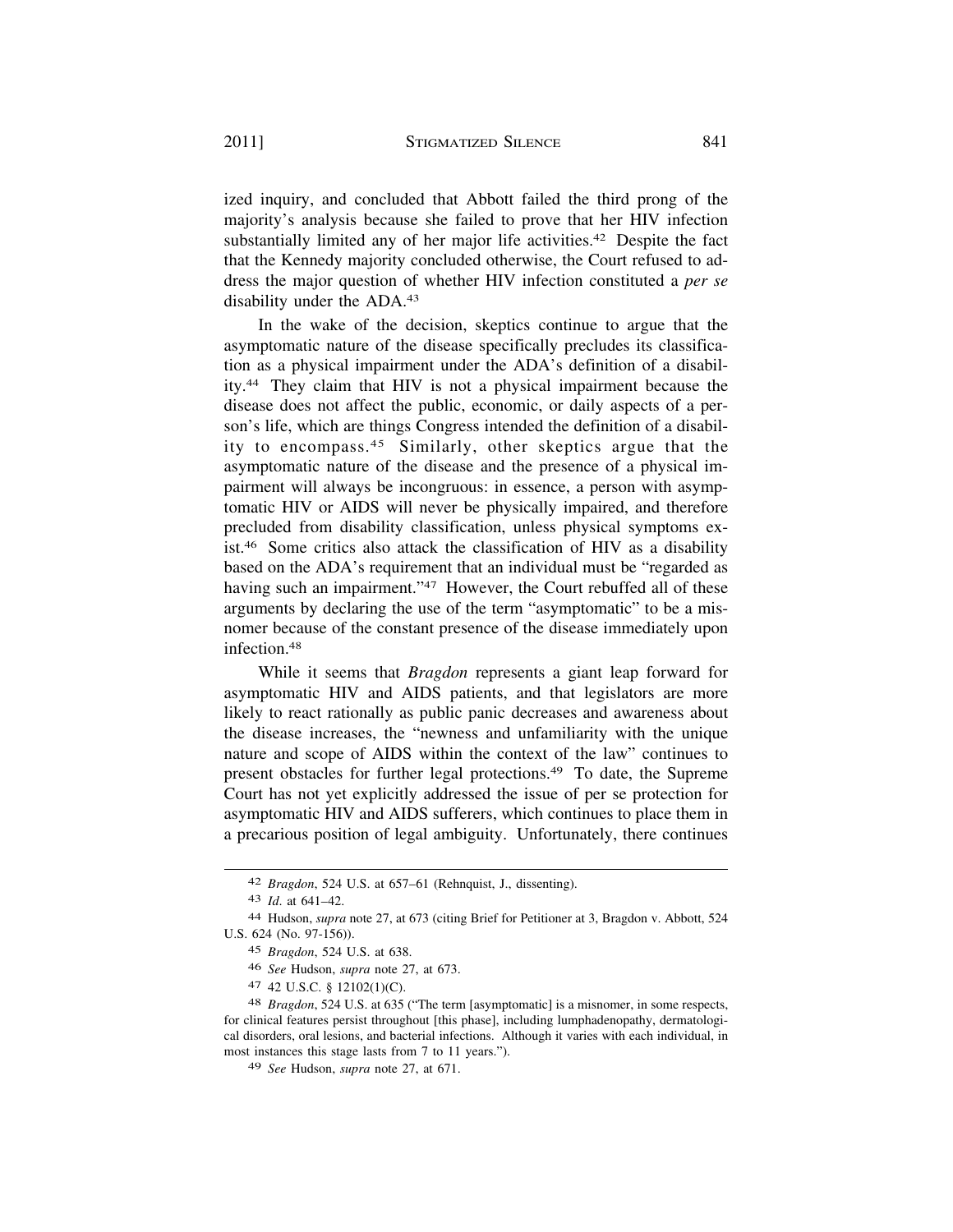ized inquiry, and concluded that Abbott failed the third prong of the majority's analysis because she failed to prove that her HIV infection substantially limited any of her major life activities.[42] Despite the fact that the Kennedy majority concluded otherwise, the Court refused to address the major question of whether HIV infection constituted a *per se* disability under the ADA.[43]

In the wake of the decision, skeptics continue to argue that the asymptomatic nature of the disease specifically precludes its classification as a physical impairment under the ADA's definition of a disability.[44] They claim that HIV is not a physical impairment because the disease does not affect the public, economic, or daily aspects of a person's life, which are things Congress intended the definition of a disability to encompass.[45] Similarly, other skeptics argue that the asymptomatic nature of the disease and the presence of a physical impairment will always be incongruous: in essence, a person with asymptomatic HIV or AIDS will never be physically impaired, and therefore precluded from disability classification, unless physical symptoms exist.[46] Some critics also attack the classification of HIV as a disability based on the ADA's requirement that an individual must be "regarded as having such an impairment."[47] However, the Court rebuffed all of these arguments by declaring the use of the term "asymptomatic" to be a misnomer because of the constant presence of the disease immediately upon infection.[48]

While it seems that *Bragdon* represents a giant leap forward for asymptomatic HIV and AIDS patients, and that legislators are more likely to react rationally as public panic decreases and awareness about the disease increases, the "newness and unfamiliarity with the unique nature and scope of AIDS within the context of the law" continues to present obstacles for further legal protections.[49] To date, the Supreme Court has not yet explicitly addressed the issue of per se protection for asymptomatic HIV and AIDS sufferers, which continues to place them in a precarious position of legal ambiguity. Unfortunately, there continues

---

42 *Bragdon*, 524 U.S. at 657–61 (Rehnquist, J., dissenting).

43 *Id.* at 641–42.

44 Hudson, *supra* note 27, at 673 (citing Brief for Petitioner at 3, Bragdon v. Abbott, 524 U.S. 624 (No. 97-156)).

45 *Bragdon*, 524 U.S. at 638.

46 *See* Hudson, *supra* note 27, at 673.

47 42 U.S.C. § 12102(1)(C).

48 *Bragdon*, 524 U.S. at 635 ("The term [asymptomatic] is a misnomer, in some respects, for clinical features persist throughout [this phase], including lumphadenopathy, dermatological disorders, oral lesions, and bacterial infections. Although it varies with each individual, in most instances this stage lasts from 7 to 11 years.").

49 *See* Hudson, *supra* note 27, at 671.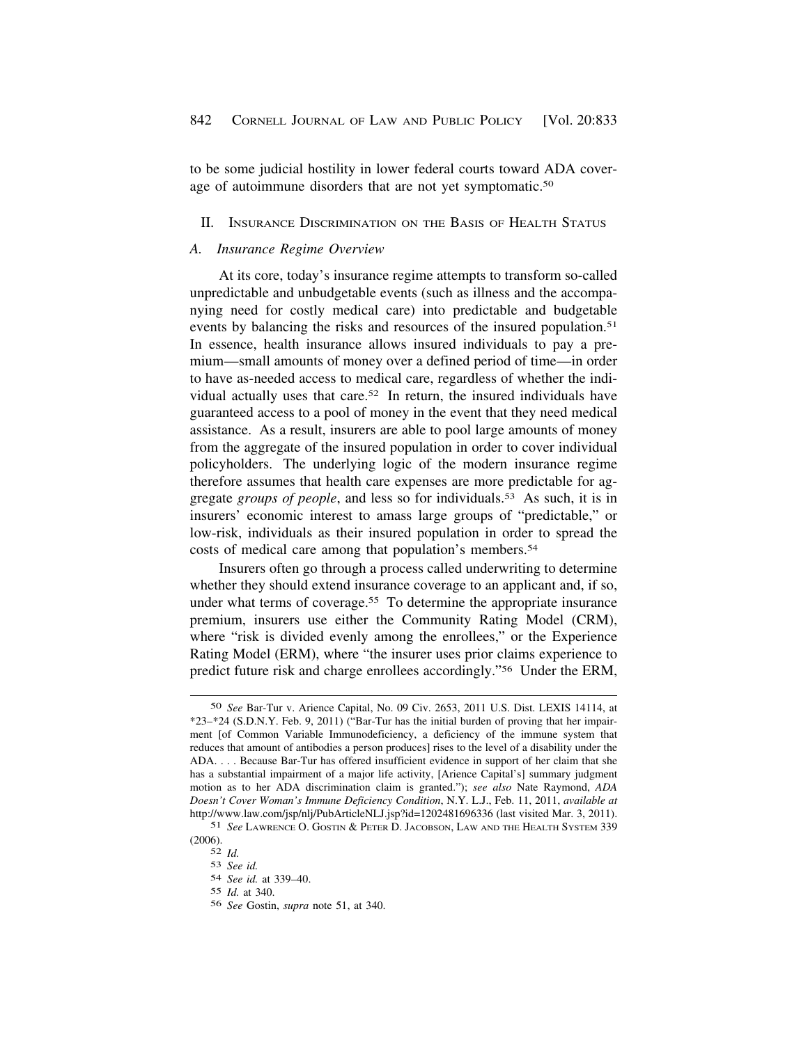to be some judicial hostility in lower federal courts toward ADA coverage of autoimmune disorders that are not yet symptomatic.[50]

## II. Insurance Discrimination on the Basis of Health Status

### *A. Insurance Regime Overview*

At its core, today's insurance regime attempts to transform so-called unpredictable and unbudgetable events (such as illness and the accompanying need for costly medical care) into predictable and budgetable events by balancing the risks and resources of the insured population.[51] In essence, health insurance allows insured individuals to pay a premium—small amounts of money over a defined period of time—in order to have as-needed access to medical care, regardless of whether the individual actually uses that care.[52] In return, the insured individuals have guaranteed access to a pool of money in the event that they need medical assistance. As a result, insurers are able to pool large amounts of money from the aggregate of the insured population in order to cover individual policyholders. The underlying logic of the modern insurance regime therefore assumes that health care expenses are more predictable for aggregate *groups of people*, and less so for individuals.[53] As such, it is in insurers' economic interest to amass large groups of "predictable," or low-risk, individuals as their insured population in order to spread the costs of medical care among that population's members.[54]

Insurers often go through a process called underwriting to determine whether they should extend insurance coverage to an applicant and, if so, under what terms of coverage.[55] To determine the appropriate insurance premium, insurers use either the Community Rating Model (CRM), where "risk is divided evenly among the enrollees," or the Experience Rating Model (ERM), where "the insurer uses prior claims experience to predict future risk and charge enrollees accordingly."[56] Under the ERM,

---

[50] *See* Bar-Tur v. Arience Capital, No. 09 Civ. 2653, 2011 U.S. Dist. LEXIS 14114, at *23–*24 (S.D.N.Y. Feb. 9, 2011) ("Bar-Tur has the initial burden of proving that her impairment [of Common Variable Immunodeficiency, a deficiency of the immune system that reduces that amount of antibodies a person produces] rises to the level of a disability under the ADA. . . . Because Bar-Tur has offered insufficient evidence in support of her claim that she has a substantial impairment of a major life activity, [Arience Capital's] summary judgment motion as to her ADA discrimination claim is granted."); *see also* Nate Raymond, *ADA Doesn't Cover Woman's Immune Deficiency Condition*, N.Y. L.J., Feb. 11, 2011, *available at* http://www.law.com/jsp/nlj/PubArticleNLJ.jsp?id=1202481696336 (last visited Mar. 3, 2011).

[51] *See* Lawrence O. Gostin & Peter D. Jacobson, Law and the Health System 339 (2006).

[52] *Id.*

[53] *See id.*

[54] *See id.* at 339–40.

[55] *Id.* at 340.

[56] *See* Gostin, *supra* note 51, at 340.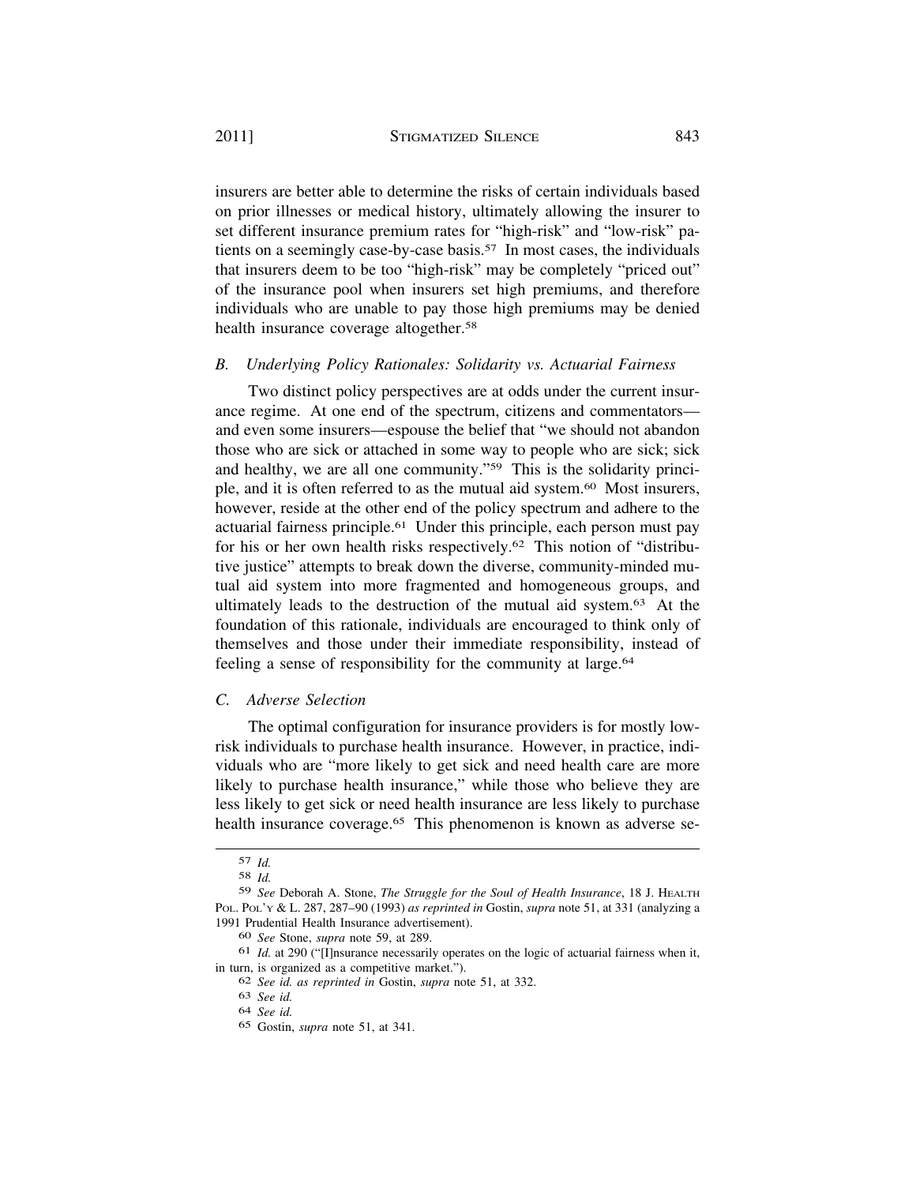insurers are better able to determine the risks of certain individuals based on prior illnesses or medical history, ultimately allowing the insurer to set different insurance premium rates for "high-risk" and "low-risk" patients on a seemingly case-by-case basis.[57] In most cases, the individuals that insurers deem to be too "high-risk" may be completely "priced out" of the insurance pool when insurers set high premiums, and therefore individuals who are unable to pay those high premiums may be denied health insurance coverage altogether.[58]

### *B. Underlying Policy Rationales: Solidarity vs. Actuarial Fairness*

Two distinct policy perspectives are at odds under the current insurance regime. At one end of the spectrum, citizens and commentators—and even some insurers—espouse the belief that "we should not abandon those who are sick or attached in some way to people who are sick; sick and healthy, we are all one community."[59] This is the solidarity principle, and it is often referred to as the mutual aid system.[60] Most insurers, however, reside at the other end of the policy spectrum and adhere to the actuarial fairness principle.[61] Under this principle, each person must pay for his or her own health risks respectively.[62] This notion of "distributive justice" attempts to break down the diverse, community-minded mutual aid system into more fragmented and homogeneous groups, and ultimately leads to the destruction of the mutual aid system.[63] At the foundation of this rationale, individuals are encouraged to think only of themselves and those under their immediate responsibility, instead of feeling a sense of responsibility for the community at large.[64]

### *C. Adverse Selection*

The optimal configuration for insurance providers is for mostly low-risk individuals to purchase health insurance. However, in practice, individuals who are "more likely to get sick and need health care are more likely to purchase health insurance," while those who believe they are less likely to get sick or need health insurance are less likely to purchase health insurance coverage.[65] This phenomenon is known as adverse se-

---

[57] *Id.*

[58] *Id.*

[59] *See* Deborah A. Stone, *The Struggle for the Soul of Health Insurance*, 18 J. HEALTH POL. POL'Y & L. 287, 287–90 (1993) *as reprinted in* Gostin, *supra* note 51, at 331 (analyzing a 1991 Prudential Health Insurance advertisement).

[60] *See* Stone, *supra* note 59, at 289.

[61] *Id.* at 290 ("[I]nsurance necessarily operates on the logic of actuarial fairness when it, in turn, is organized as a competitive market.").

[62] *See id. as reprinted in* Gostin, *supra* note 51, at 332.

[63] *See id.*

[64] *See id.*

[65] Gostin, *supra* note 51, at 341.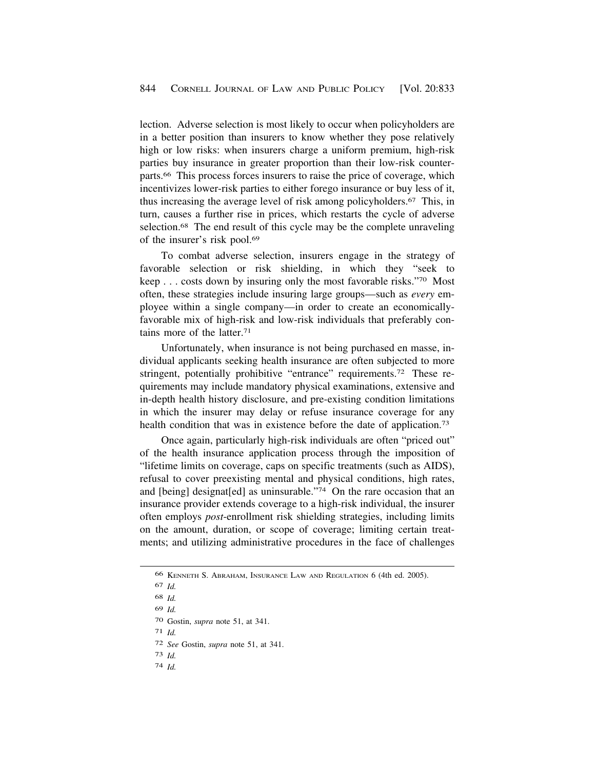lection. Adverse selection is most likely to occur when policyholders are in a better position than insurers to know whether they pose relatively high or low risks: when insurers charge a uniform premium, high-risk parties buy insurance in greater proportion than their low-risk counterparts.[66] This process forces insurers to raise the price of coverage, which incentivizes lower-risk parties to either forego insurance or buy less of it, thus increasing the average level of risk among policyholders.[67] This, in turn, causes a further rise in prices, which restarts the cycle of adverse selection.[68] The end result of this cycle may be the complete unraveling of the insurer's risk pool.[69]

To combat adverse selection, insurers engage in the strategy of favorable selection or risk shielding, in which they "seek to keep . . . costs down by insuring only the most favorable risks."[70] Most often, these strategies include insuring large groups—such as *every* employee within a single company—in order to create an economically-favorable mix of high-risk and low-risk individuals that preferably contains more of the latter.[71]

Unfortunately, when insurance is not being purchased en masse, individual applicants seeking health insurance are often subjected to more stringent, potentially prohibitive "entrance" requirements.[72] These requirements may include mandatory physical examinations, extensive and in-depth health history disclosure, and pre-existing condition limitations in which the insurer may delay or refuse insurance coverage for any health condition that was in existence before the date of application.[73]

Once again, particularly high-risk individuals are often "priced out" of the health insurance application process through the imposition of "lifetime limits on coverage, caps on specific treatments (such as AIDS), refusal to cover preexisting mental and physical conditions, high rates, and [being] designat[ed] as uninsurable."[74] On the rare occasion that an insurance provider extends coverage to a high-risk individual, the insurer often employs *post*-enrollment risk shielding strategies, including limits on the amount, duration, or scope of coverage; limiting certain treatments; and utilizing administrative procedures in the face of challenges

---

66 KENNETH S. ABRAHAM, INSURANCE LAW AND REGULATION 6 (4th ed. 2005).

67 *Id.*

68 *Id.*

69 *Id.*

70 Gostin, *supra* note 51, at 341.

71 *Id.*

72 *See* Gostin, *supra* note 51, at 341.

73 *Id.*

74 *Id.*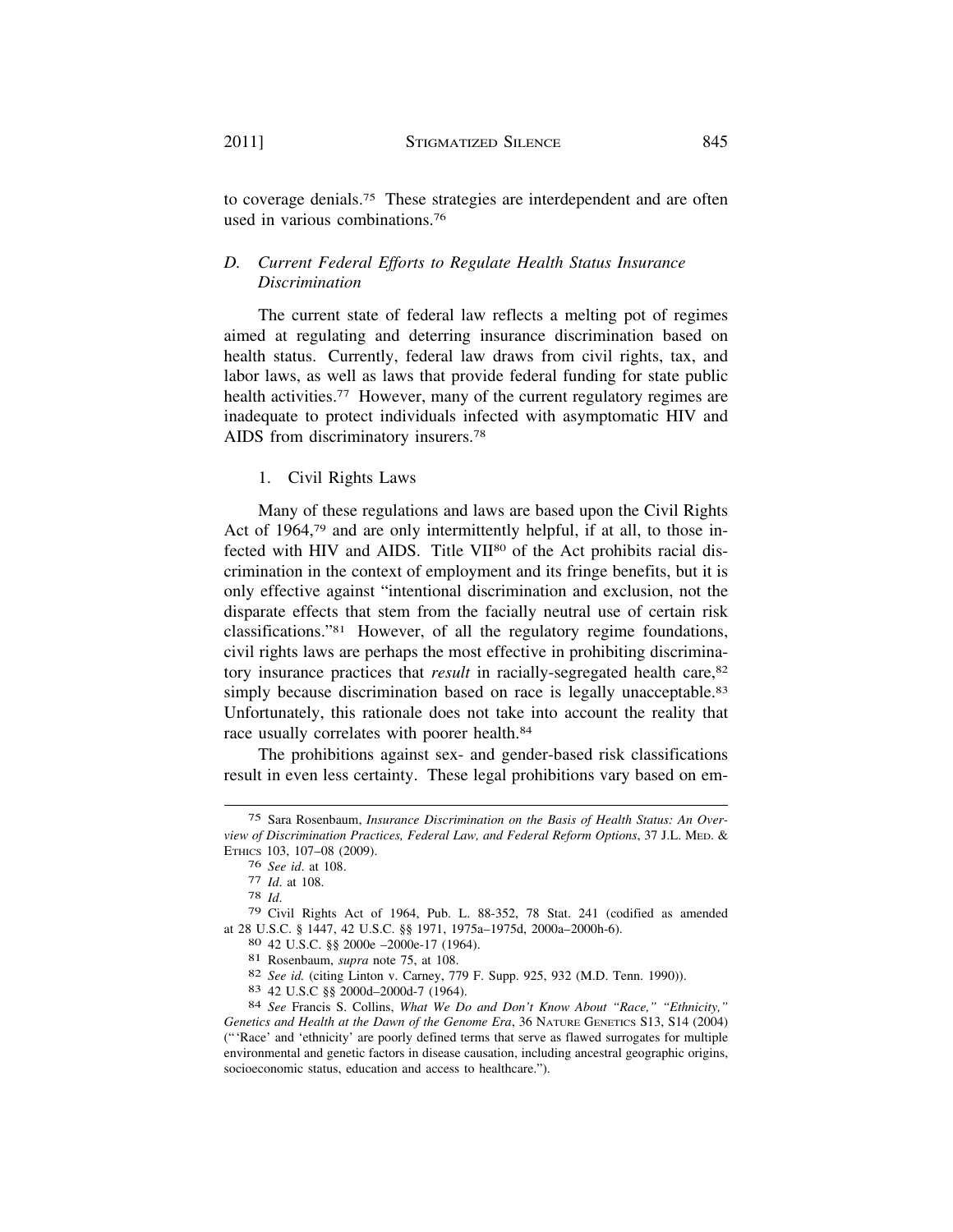to coverage denials.[75] These strategies are interdependent and are often used in various combinations.[76]

### *D. Current Federal Efforts to Regulate Health Status Insurance Discrimination*

The current state of federal law reflects a melting pot of regimes aimed at regulating and deterring insurance discrimination based on health status. Currently, federal law draws from civil rights, tax, and labor laws, as well as laws that provide federal funding for state public health activities.[77] However, many of the current regulatory regimes are inadequate to protect individuals infected with asymptomatic HIV and AIDS from discriminatory insurers.[78]

#### 1. Civil Rights Laws

Many of these regulations and laws are based upon the Civil Rights Act of 1964,[79] and are only intermittently helpful, if at all, to those infected with HIV and AIDS. Title VII[80] of the Act prohibits racial discrimination in the context of employment and its fringe benefits, but it is only effective against "intentional discrimination and exclusion, not the disparate effects that stem from the facially neutral use of certain risk classifications."[81] However, of all the regulatory regime foundations, civil rights laws are perhaps the most effective in prohibiting discriminatory insurance practices that *result* in racially-segregated health care,[82] simply because discrimination based on race is legally unacceptable.[83] Unfortunately, this rationale does not take into account the reality that race usually correlates with poorer health.[84]

The prohibitions against sex- and gender-based risk classifications result in even less certainty. These legal prohibitions vary based on em-

---

75 Sara Rosenbaum, *Insurance Discrimination on the Basis of Health Status: An Overview of Discrimination Practices, Federal Law, and Federal Reform Options*, 37 J.L. MED. & ETHICS 103, 107–08 (2009).

76 *See id.* at 108.

77 *Id.* at 108.

78 *Id.*

79 Civil Rights Act of 1964, Pub. L. 88-352, 78 Stat. 241 (codified as amended at 28 U.S.C. § 1447, 42 U.S.C. §§ 1971, 1975a–1975d, 2000a–2000h-6).

80 42 U.S.C. §§ 2000e –2000e-17 (1964).

81 Rosenbaum, *supra* note 75, at 108.

82 *See id.* (citing Linton v. Carney, 779 F. Supp. 925, 932 (M.D. Tenn. 1990)).

83 42 U.S.C §§ 2000d–2000d-7 (1964).

84 *See* Francis S. Collins, *What We Do and Don't Know About "Race," "Ethnicity," Genetics and Health at the Dawn of the Genome Era*, 36 NATURE GENETICS S13, S14 (2004) ("'Race' and 'ethnicity' are poorly defined terms that serve as flawed surrogates for multiple environmental and genetic factors in disease causation, including ancestral geographic origins, socioeconomic status, education and access to healthcare.").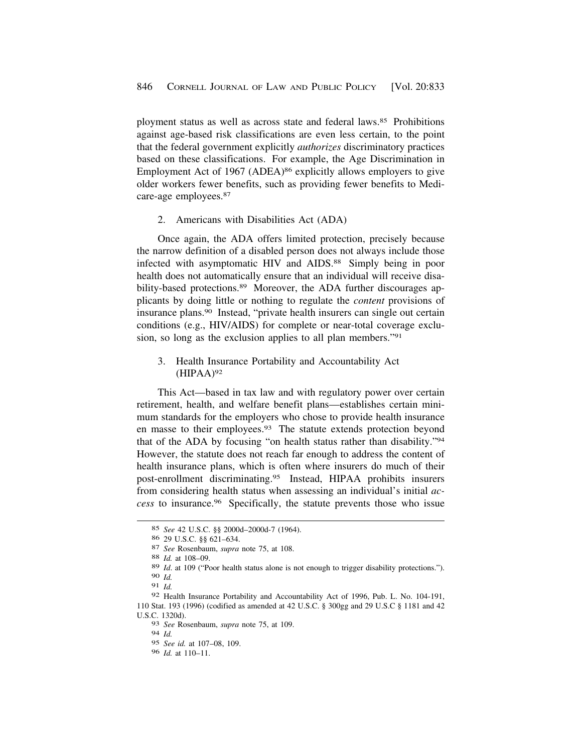ployment status as well as across state and federal laws.[85] Prohibitions against age-based risk classifications are even less certain, to the point that the federal government explicitly *authorizes* discriminatory practices based on these classifications. For example, the Age Discrimination in Employment Act of 1967 (ADEA)[86] explicitly allows employers to give older workers fewer benefits, such as providing fewer benefits to Medicare-age employees.[87]

2. Americans with Disabilities Act (ADA)

Once again, the ADA offers limited protection, precisely because the narrow definition of a disabled person does not always include those infected with asymptomatic HIV and AIDS.[88] Simply being in poor health does not automatically ensure that an individual will receive disability-based protections.[89] Moreover, the ADA further discourages applicants by doing little or nothing to regulate the *content* provisions of insurance plans.[90] Instead, "private health insurers can single out certain conditions (e.g., HIV/AIDS) for complete or near-total coverage exclusion, so long as the exclusion applies to all plan members."[91]

3. Health Insurance Portability and Accountability Act (HIPAA)[92]

This Act—based in tax law and with regulatory power over certain retirement, health, and welfare benefit plans—establishes certain minimum standards for the employers who chose to provide health insurance en masse to their employees.[93] The statute extends protection beyond that of the ADA by focusing "on health status rather than disability."[94] However, the statute does not reach far enough to address the content of health insurance plans, which is often where insurers do much of their post-enrollment discriminating.[95] Instead, HIPAA prohibits insurers from considering health status when assessing an individual's initial *access* to insurance.[96] Specifically, the statute prevents those who issue

---

[85] *See* 42 U.S.C. §§ 2000d–2000d-7 (1964).

[86] 29 U.S.C. §§ 621–634.

[87] *See* Rosenbaum, *supra* note 75, at 108.

[88] *Id.* at 108–09.

[89] *Id*. at 109 ("Poor health status alone is not enough to trigger disability protections.").

[90] *Id.*

[91] *Id.*

[92] Health Insurance Portability and Accountability Act of 1996, Pub. L. No. 104-191, 110 Stat. 193 (1996) (codified as amended at 42 U.S.C. § 300gg and 29 U.S.C § 1181 and 42 U.S.C. 1320d).

[93] *See* Rosenbaum, *supra* note 75, at 109.

[94] *Id.*

[95] *See id.* at 107–08, 109.

[96] *Id.* at 110–11.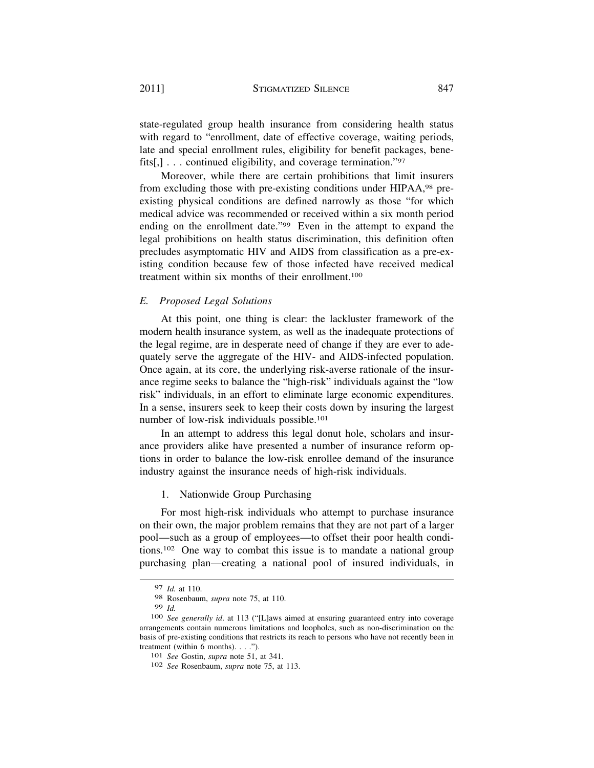state-regulated group health insurance from considering health status with regard to "enrollment, date of effective coverage, waiting periods, late and special enrollment rules, eligibility for benefit packages, benefits[,] . . . continued eligibility, and coverage termination."[97]

Moreover, while there are certain prohibitions that limit insurers from excluding those with pre-existing conditions under HIPAA,[98] pre-existing physical conditions are defined narrowly as those "for which medical advice was recommended or received within a six month period ending on the enrollment date."[99] Even in the attempt to expand the legal prohibitions on health status discrimination, this definition often precludes asymptomatic HIV and AIDS from classification as a pre-existing condition because few of those infected have received medical treatment within six months of their enrollment.[100]

### *E. Proposed Legal Solutions*

At this point, one thing is clear: the lackluster framework of the modern health insurance system, as well as the inadequate protections of the legal regime, are in desperate need of change if they are ever to adequately serve the aggregate of the HIV- and AIDS-infected population. Once again, at its core, the underlying risk-averse rationale of the insurance regime seeks to balance the "high-risk" individuals against the "low risk" individuals, in an effort to eliminate large economic expenditures. In a sense, insurers seek to keep their costs down by insuring the largest number of low-risk individuals possible.[101]

In an attempt to address this legal donut hole, scholars and insurance providers alike have presented a number of insurance reform options in order to balance the low-risk enrollee demand of the insurance industry against the insurance needs of high-risk individuals.

#### 1. Nationwide Group Purchasing

For most high-risk individuals who attempt to purchase insurance on their own, the major problem remains that they are not part of a larger pool—such as a group of employees—to offset their poor health conditions.[102] One way to combat this issue is to mandate a national group purchasing plan—creating a national pool of insured individuals, in

---

[97] *Id.* at 110.

[98] Rosenbaum, *supra* note 75, at 110.

[99] *Id.*

[100] *See generally id*. at 113 ("[L]aws aimed at ensuring guaranteed entry into coverage arrangements contain numerous limitations and loopholes, such as non-discrimination on the basis of pre-existing conditions that restricts its reach to persons who have not recently been in treatment (within 6 months). . . .").

[101] *See* Gostin, *supra* note 51, at 341.

[102] *See* Rosenbaum, *supra* note 75, at 113.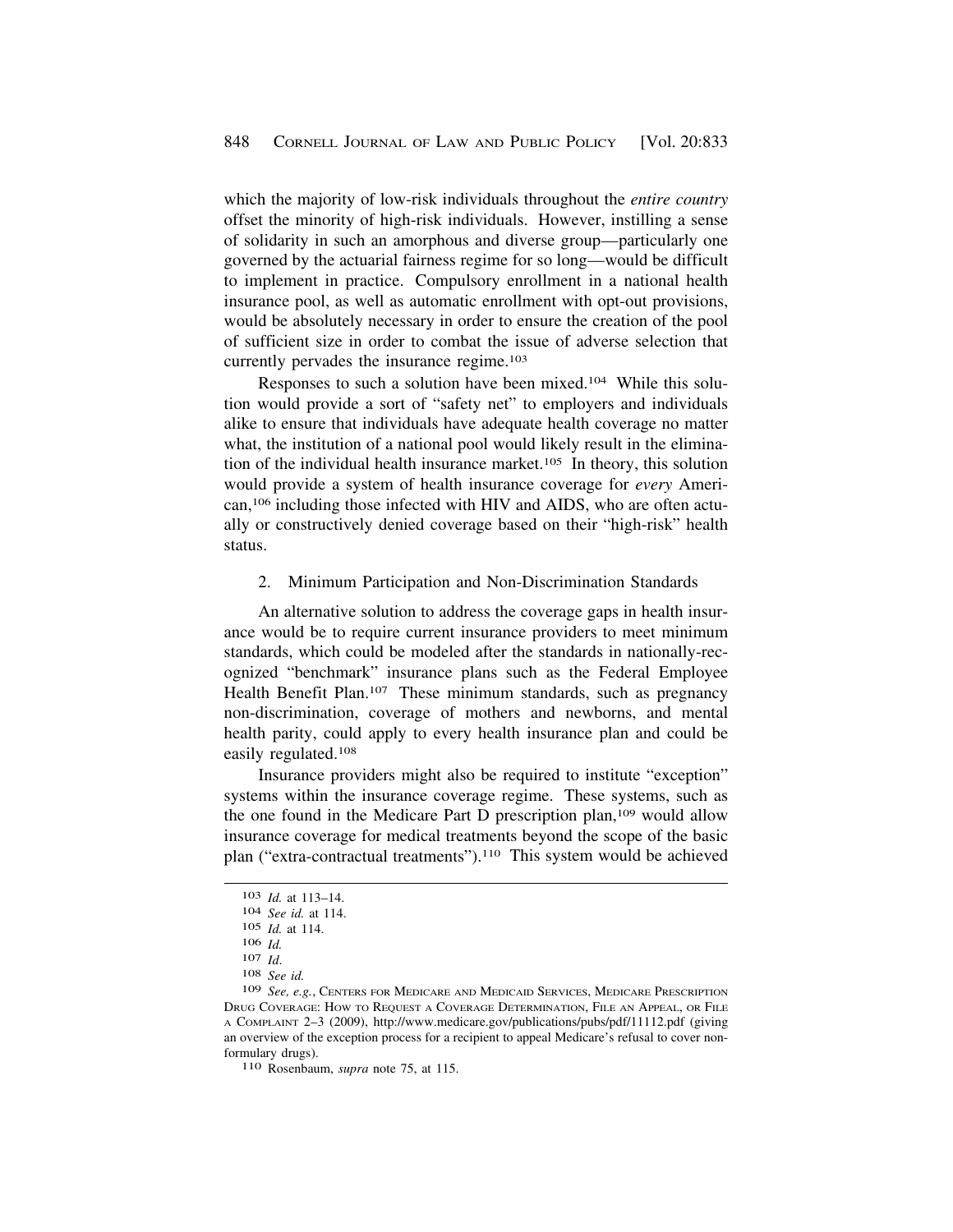which the majority of low-risk individuals throughout the *entire country* offset the minority of high-risk individuals. However, instilling a sense of solidarity in such an amorphous and diverse group—particularly one governed by the actuarial fairness regime for so long—would be difficult to implement in practice. Compulsory enrollment in a national health insurance pool, as well as automatic enrollment with opt-out provisions, would be absolutely necessary in order to ensure the creation of the pool of sufficient size in order to combat the issue of adverse selection that currently pervades the insurance regime.[103]

Responses to such a solution have been mixed.[104] While this solution would provide a sort of "safety net" to employers and individuals alike to ensure that individuals have adequate health coverage no matter what, the institution of a national pool would likely result in the elimination of the individual health insurance market.[105] In theory, this solution would provide a system of health insurance coverage for *every* American,[106] including those infected with HIV and AIDS, who are often actually or constructively denied coverage based on their "high-risk" health status.

2. Minimum Participation and Non-Discrimination Standards

An alternative solution to address the coverage gaps in health insurance would be to require current insurance providers to meet minimum standards, which could be modeled after the standards in nationally-recognized "benchmark" insurance plans such as the Federal Employee Health Benefit Plan.[107] These minimum standards, such as pregnancy non-discrimination, coverage of mothers and newborns, and mental health parity, could apply to every health insurance plan and could be easily regulated.[108]

Insurance providers might also be required to institute "exception" systems within the insurance coverage regime. These systems, such as the one found in the Medicare Part D prescription plan,[109] would allow insurance coverage for medical treatments beyond the scope of the basic plan ("extra-contractual treatments").[110] This system would be achieved

---

[103] *Id.* at 113–14.

[104] *See id.* at 114.

[105] *Id.* at 114.

[106] *Id.*

[107] *Id.*

[108] *See id.*

[109] *See, e.g.*, CENTERS FOR MEDICARE AND MEDICAID SERVICES, MEDICARE PRESCRIPTION DRUG COVERAGE: HOW TO REQUEST A COVERAGE DETERMINATION, FILE AN APPEAL, OR FILE A COMPLAINT 2–3 (2009), http://www.medicare.gov/publications/pubs/pdf/11112.pdf (giving an overview of the exception process for a recipient to appeal Medicare's refusal to cover non-formulary drugs).

[110] Rosenbaum, *supra* note 75, at 115.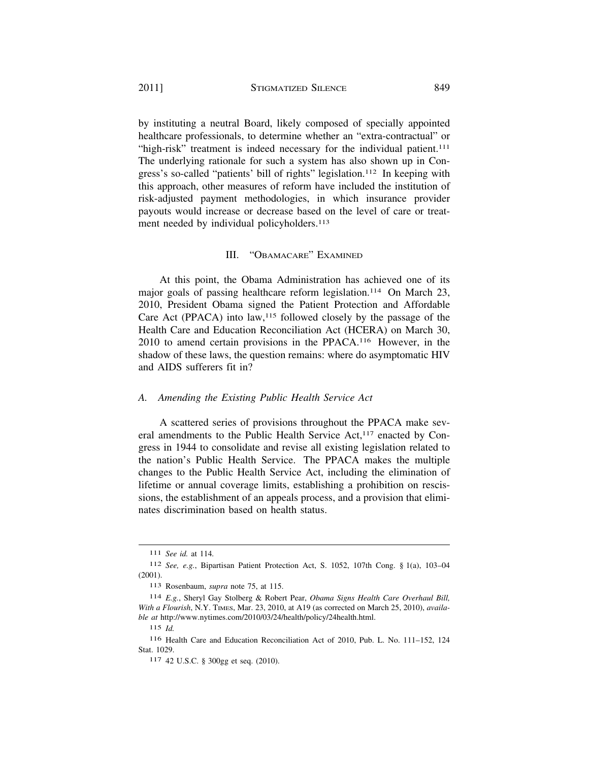by instituting a neutral Board, likely composed of specially appointed healthcare professionals, to determine whether an "extra-contractual" or "high-risk" treatment is indeed necessary for the individual patient.[111] The underlying rationale for such a system has also shown up in Congress's so-called "patients' bill of rights" legislation.[112] In keeping with this approach, other measures of reform have included the institution of risk-adjusted payment methodologies, in which insurance provider payouts would increase or decrease based on the level of care or treatment needed by individual policyholders.[113]

## III. "OBAMACARE" EXAMINED

At this point, the Obama Administration has achieved one of its major goals of passing healthcare reform legislation.[114] On March 23, 2010, President Obama signed the Patient Protection and Affordable Care Act (PPACA) into law,[115] followed closely by the passage of the Health Care and Education Reconciliation Act (HCERA) on March 30, 2010 to amend certain provisions in the PPACA.[116] However, in the shadow of these laws, the question remains: where do asymptomatic HIV and AIDS sufferers fit in?

### *A. Amending the Existing Public Health Service Act*

A scattered series of provisions throughout the PPACA make several amendments to the Public Health Service Act,[117] enacted by Congress in 1944 to consolidate and revise all existing legislation related to the nation's Public Health Service. The PPACA makes the multiple changes to the Public Health Service Act, including the elimination of lifetime or annual coverage limits, establishing a prohibition on rescissions, the establishment of an appeals process, and a provision that eliminates discrimination based on health status.

---

111 *See id.* at 114.

112 *See, e.g.*, Bipartisan Patient Protection Act, S. 1052, 107th Cong. § 1(a), 103–04 (2001).

113 Rosenbaum, *supra* note 75, at 115.

114 *E.g.*, Sheryl Gay Stolberg & Robert Pear, *Obama Signs Health Care Overhaul Bill, With a Flourish*, N.Y. TIMES, Mar. 23, 2010, at A19 (as corrected on March 25, 2010), *available at* http://www.nytimes.com/2010/03/24/health/policy/24health.html.

115 *Id.*

116 Health Care and Education Reconciliation Act of 2010, Pub. L. No. 111–152, 124 Stat. 1029.

117 42 U.S.C. § 300gg et seq. (2010).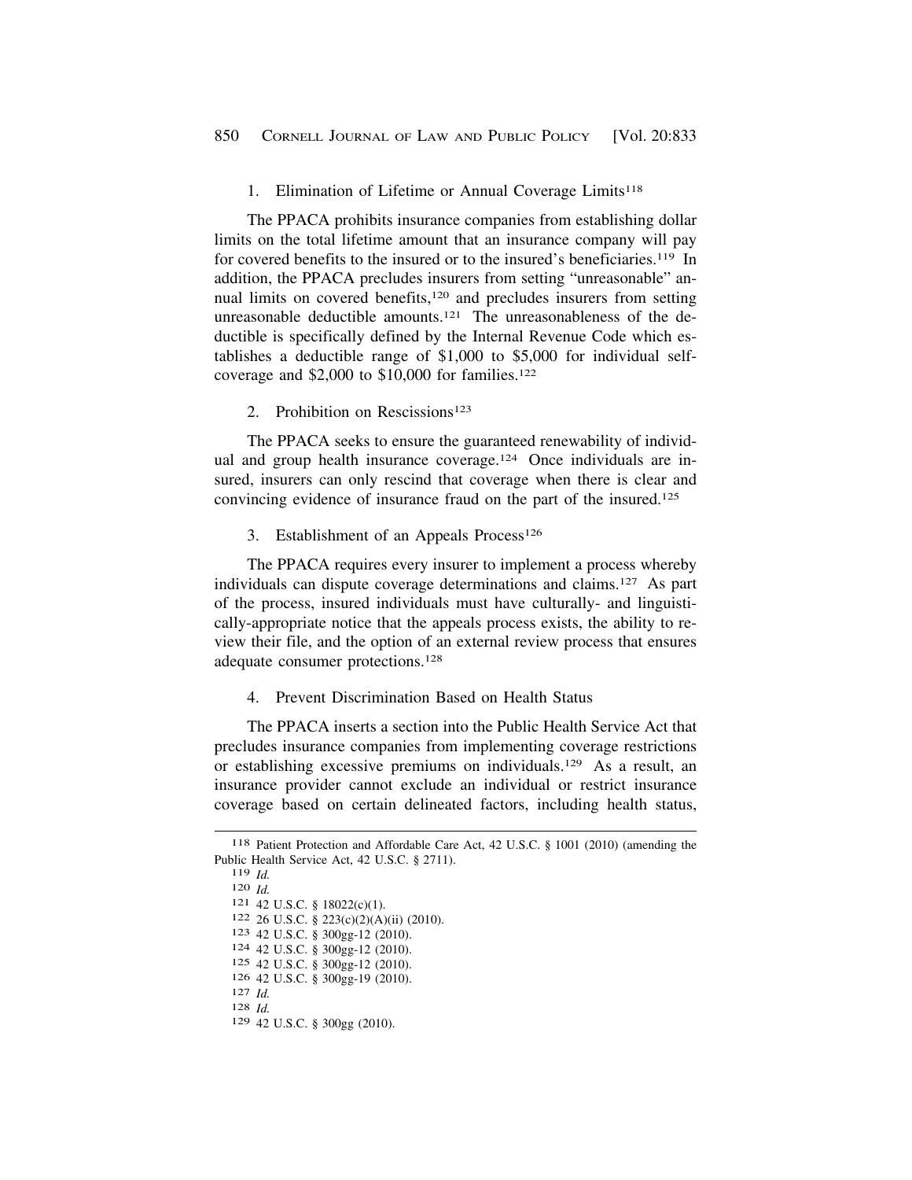1. Elimination of Lifetime or Annual Coverage Limits[118]

The PPACA prohibits insurance companies from establishing dollar limits on the total lifetime amount that an insurance company will pay for covered benefits to the insured or to the insured's beneficiaries.[119] In addition, the PPACA precludes insurers from setting "unreasonable" annual limits on covered benefits,[120] and precludes insurers from setting unreasonable deductible amounts.[121] The unreasonableness of the deductible is specifically defined by the Internal Revenue Code which establishes a deductible range of $1,000 to $5,000 for individual self-coverage and $2,000 to $10,000 for families.[122]

2. Prohibition on Rescissions[123]

The PPACA seeks to ensure the guaranteed renewability of individual and group health insurance coverage.[124] Once individuals are insured, insurers can only rescind that coverage when there is clear and convincing evidence of insurance fraud on the part of the insured.[125]

3. Establishment of an Appeals Process[126]

The PPACA requires every insurer to implement a process whereby individuals can dispute coverage determinations and claims.[127] As part of the process, insured individuals must have culturally- and linguistically-appropriate notice that the appeals process exists, the ability to review their file, and the option of an external review process that ensures adequate consumer protections.[128]

4. Prevent Discrimination Based on Health Status

The PPACA inserts a section into the Public Health Service Act that precludes insurance companies from implementing coverage restrictions or establishing excessive premiums on individuals.[129] As a result, an insurance provider cannot exclude an individual or restrict insurance coverage based on certain delineated factors, including health status,

---

[118] Patient Protection and Affordable Care Act, 42 U.S.C. § 1001 (2010) (amending the Public Health Service Act, 42 U.S.C. § 2711).

[119] *Id.*

[120] *Id.*

[121] 42 U.S.C. § 18022(c)(1).

[122] 26 U.S.C. § 223(c)(2)(A)(ii) (2010).

[123] 42 U.S.C. § 300gg-12 (2010).

[124] 42 U.S.C. § 300gg-12 (2010).

[125] 42 U.S.C. § 300gg-12 (2010).

[126] 42 U.S.C. § 300gg-19 (2010).

[127] *Id.*

[128] *Id.*

[129] 42 U.S.C. § 300gg (2010).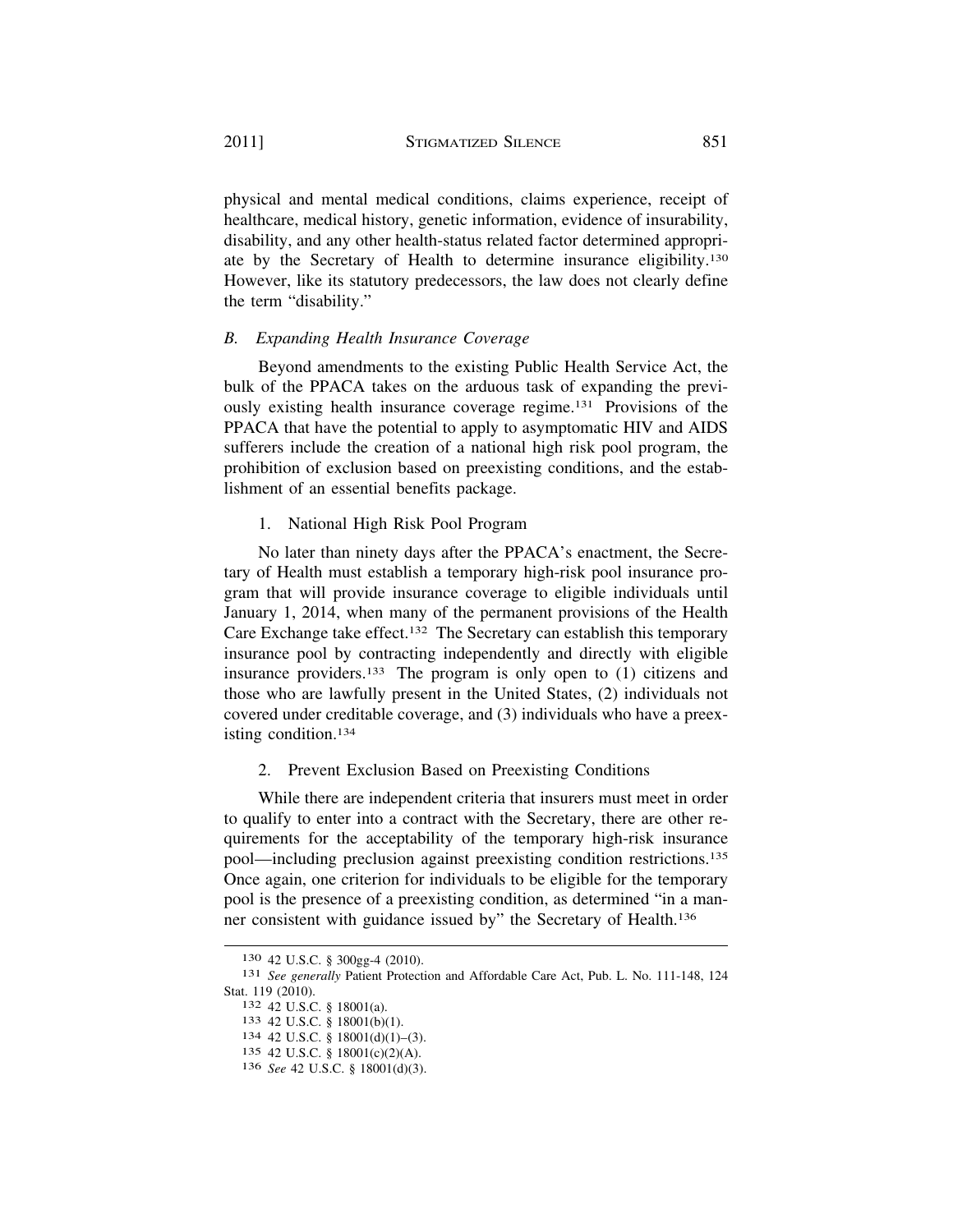physical and mental medical conditions, claims experience, receipt of healthcare, medical history, genetic information, evidence of insurability, disability, and any other health-status related factor determined appropriate by the Secretary of Health to determine insurance eligibility.[130] However, like its statutory predecessors, the law does not clearly define the term "disability."

### *B. Expanding Health Insurance Coverage*

Beyond amendments to the existing Public Health Service Act, the bulk of the PPACA takes on the arduous task of expanding the previously existing health insurance coverage regime.[131] Provisions of the PPACA that have the potential to apply to asymptomatic HIV and AIDS sufferers include the creation of a national high risk pool program, the prohibition of exclusion based on preexisting conditions, and the establishment of an essential benefits package.

#### 1. National High Risk Pool Program

No later than ninety days after the PPACA's enactment, the Secretary of Health must establish a temporary high-risk pool insurance program that will provide insurance coverage to eligible individuals until January 1, 2014, when many of the permanent provisions of the Health Care Exchange take effect.[132] The Secretary can establish this temporary insurance pool by contracting independently and directly with eligible insurance providers.[133] The program is only open to (1) citizens and those who are lawfully present in the United States, (2) individuals not covered under creditable coverage, and (3) individuals who have a preexisting condition.[134]

#### 2. Prevent Exclusion Based on Preexisting Conditions

While there are independent criteria that insurers must meet in order to qualify to enter into a contract with the Secretary, there are other requirements for the acceptability of the temporary high-risk insurance pool—including preclusion against preexisting condition restrictions.[135] Once again, one criterion for individuals to be eligible for the temporary pool is the presence of a preexisting condition, as determined "in a manner consistent with guidance issued by" the Secretary of Health.[136]

---

[130] 42 U.S.C. § 300gg-4 (2010).

[131] *See generally* Patient Protection and Affordable Care Act, Pub. L. No. 111-148, 124 Stat. 119 (2010).

[132] 42 U.S.C. § 18001(a).

[133] 42 U.S.C. § 18001(b)(1).

[134] 42 U.S.C. § 18001(d)(1)–(3).

[135] 42 U.S.C. § 18001(c)(2)(A).

[136] *See* 42 U.S.C. § 18001(d)(3).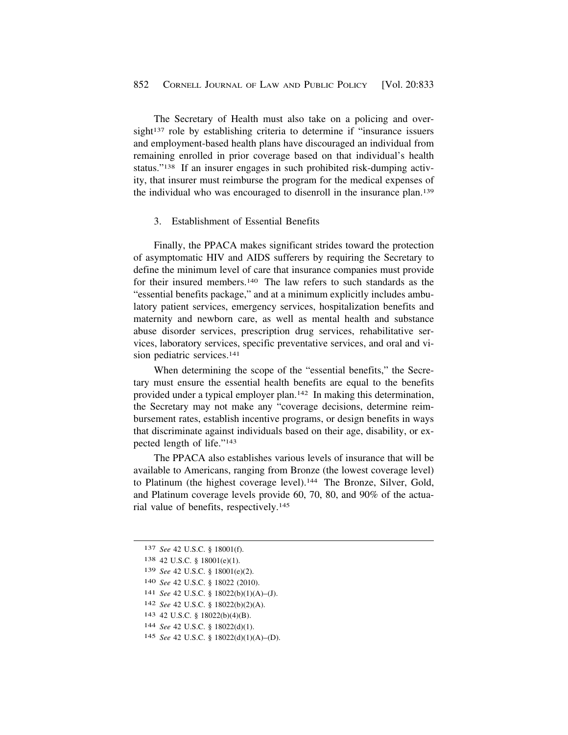The Secretary of Health must also take on a policing and oversight[137] role by establishing criteria to determine if "insurance issuers and employment-based health plans have discouraged an individual from remaining enrolled in prior coverage based on that individual's health status."[138] If an insurer engages in such prohibited risk-dumping activity, that insurer must reimburse the program for the medical expenses of the individual who was encouraged to disenroll in the insurance plan.[139]

### 3. Establishment of Essential Benefits

Finally, the PPACA makes significant strides toward the protection of asymptomatic HIV and AIDS sufferers by requiring the Secretary to define the minimum level of care that insurance companies must provide for their insured members.[140] The law refers to such standards as the "essential benefits package," and at a minimum explicitly includes ambulatory patient services, emergency services, hospitalization benefits and maternity and newborn care, as well as mental health and substance abuse disorder services, prescription drug services, rehabilitative services, laboratory services, specific preventative services, and oral and vision pediatric services.[141]

When determining the scope of the "essential benefits," the Secretary must ensure the essential health benefits are equal to the benefits provided under a typical employer plan.[142] In making this determination, the Secretary may not make any "coverage decisions, determine reimbursement rates, establish incentive programs, or design benefits in ways that discriminate against individuals based on their age, disability, or expected length of life."[143]

The PPACA also establishes various levels of insurance that will be available to Americans, ranging from Bronze (the lowest coverage level) to Platinum (the highest coverage level).[144] The Bronze, Silver, Gold, and Platinum coverage levels provide 60, 70, 80, and 90% of the actuarial value of benefits, respectively.[145]

---

137 *See* 42 U.S.C. § 18001(f).

138 42 U.S.C. § 18001(e)(1).

139 *See* 42 U.S.C. § 18001(e)(2).

140 *See* 42 U.S.C. § 18022 (2010).

141 *See* 42 U.S.C. § 18022(b)(1)(A)–(J).

142 *See* 42 U.S.C. § 18022(b)(2)(A).

143 42 U.S.C. § 18022(b)(4)(B).

144 *See* 42 U.S.C. § 18022(d)(1).

145 *See* 42 U.S.C. § 18022(d)(1)(A)–(D).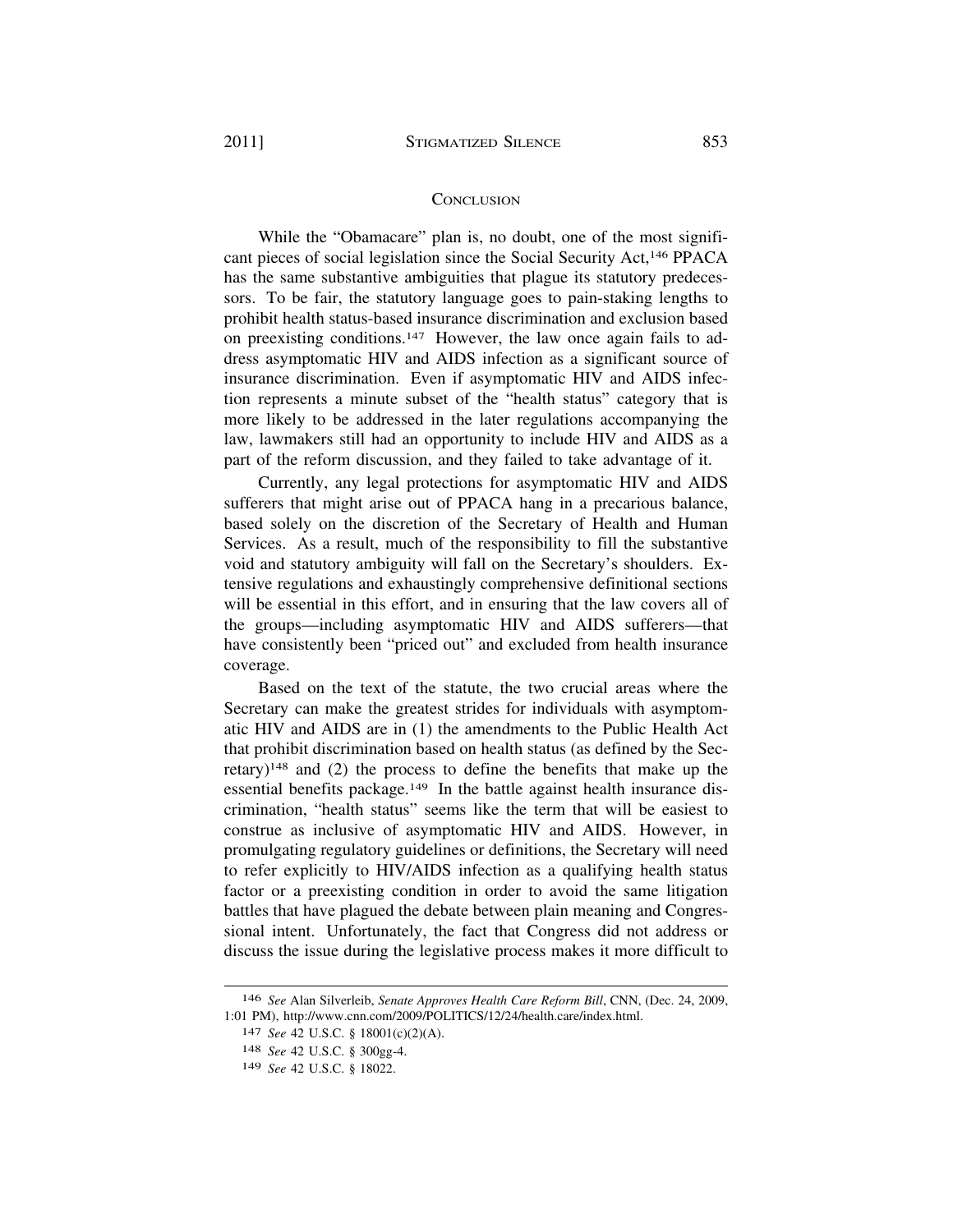## CONCLUSION

While the "Obamacare" plan is, no doubt, one of the most significant pieces of social legislation since the Social Security Act,[146] PPACA has the same substantive ambiguities that plague its statutory predecessors. To be fair, the statutory language goes to pain-staking lengths to prohibit health status-based insurance discrimination and exclusion based on preexisting conditions.[147] However, the law once again fails to address asymptomatic HIV and AIDS infection as a significant source of insurance discrimination. Even if asymptomatic HIV and AIDS infection represents a minute subset of the "health status" category that is more likely to be addressed in the later regulations accompanying the law, lawmakers still had an opportunity to include HIV and AIDS as a part of the reform discussion, and they failed to take advantage of it.

Currently, any legal protections for asymptomatic HIV and AIDS sufferers that might arise out of PPACA hang in a precarious balance, based solely on the discretion of the Secretary of Health and Human Services. As a result, much of the responsibility to fill the substantive void and statutory ambiguity will fall on the Secretary's shoulders. Extensive regulations and exhaustingly comprehensive definitional sections will be essential in this effort, and in ensuring that the law covers all of the groups—including asymptomatic HIV and AIDS sufferers—that have consistently been "priced out" and excluded from health insurance coverage.

Based on the text of the statute, the two crucial areas where the Secretary can make the greatest strides for individuals with asymptomatic HIV and AIDS are in (1) the amendments to the Public Health Act that prohibit discrimination based on health status (as defined by the Secretary)[148] and (2) the process to define the benefits that make up the essential benefits package.[149] In the battle against health insurance discrimination, "health status" seems like the term that will be easiest to construe as inclusive of asymptomatic HIV and AIDS. However, in promulgating regulatory guidelines or definitions, the Secretary will need to refer explicitly to HIV/AIDS infection as a qualifying health status factor or a preexisting condition in order to avoid the same litigation battles that have plagued the debate between plain meaning and Congressional intent. Unfortunately, the fact that Congress did not address or discuss the issue during the legislative process makes it more difficult to

---

146 *See* Alan Silverleib, *Senate Approves Health Care Reform Bill*, CNN, (Dec. 24, 2009, 1:01 PM), http://www.cnn.com/2009/POLITICS/12/24/health.care/index.html.

147 *See* 42 U.S.C. § 18001(c)(2)(A).

148 *See* 42 U.S.C. § 300gg-4.

149 *See* 42 U.S.C. § 18022.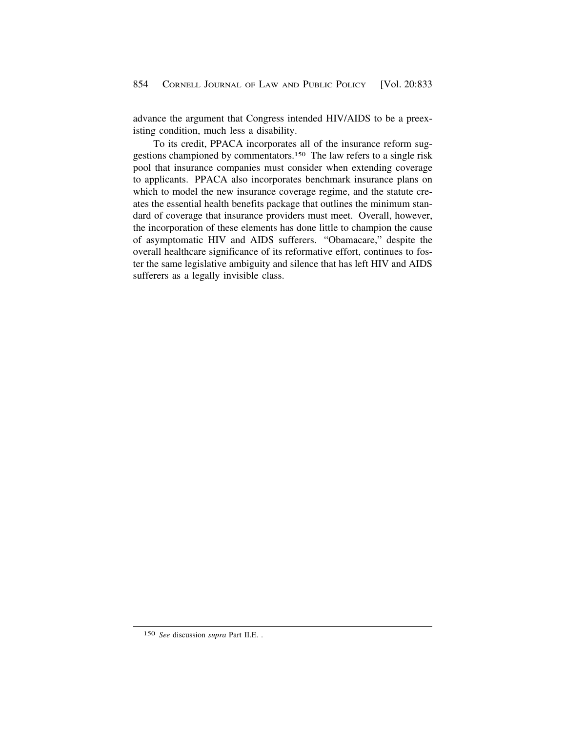advance the argument that Congress intended HIV/AIDS to be a preexisting condition, much less a disability.

To its credit, PPACA incorporates all of the insurance reform suggestions championed by commentators.[150] The law refers to a single risk pool that insurance companies must consider when extending coverage to applicants. PPACA also incorporates benchmark insurance plans on which to model the new insurance coverage regime, and the statute creates the essential health benefits package that outlines the minimum standard of coverage that insurance providers must meet. Overall, however, the incorporation of these elements has done little to champion the cause of asymptomatic HIV and AIDS sufferers. "Obamacare," despite the overall healthcare significance of its reformative effort, continues to foster the same legislative ambiguity and silence that has left HIV and AIDS sufferers as a legally invisible class.

---

[150] *See* discussion *supra* Part II.E. .